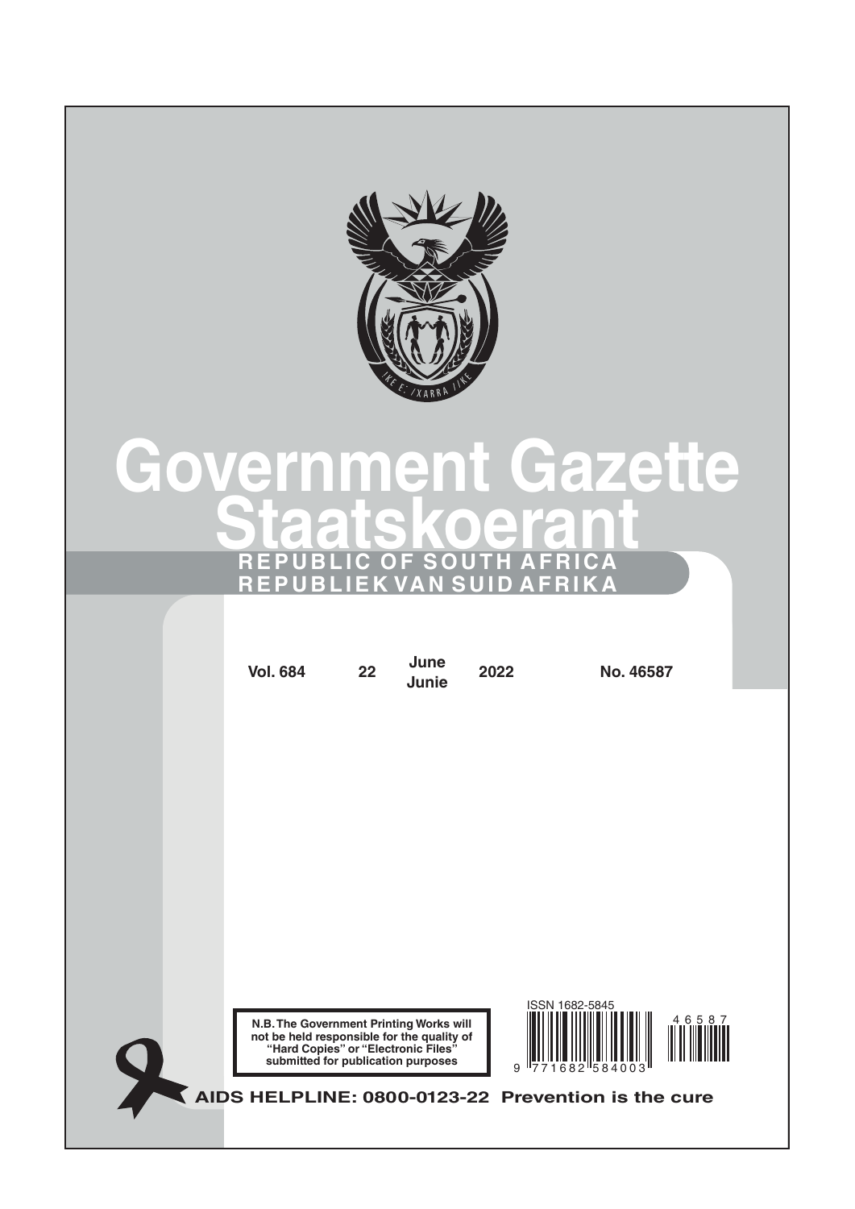# Government Gazette

# Staatskoerant

**REPUBLIC OF SOUTH AFRICA**

**REPUBLIEK VAN SUID AFRIKA**

| **Vol. 684** | **22** | **June Junie** | **2022** | **No. 46587** |
|---|---|---|---|---|

**N.B. The Government Printing Works will not be held responsible for the quality of "Hard Copies" or "Electronic Files" submitted for publication purposes**

ISSN 1682-5845

9 771682 584003

46587

**AIDS HELPLINE: 0800-0123-22 Prevention is the cure**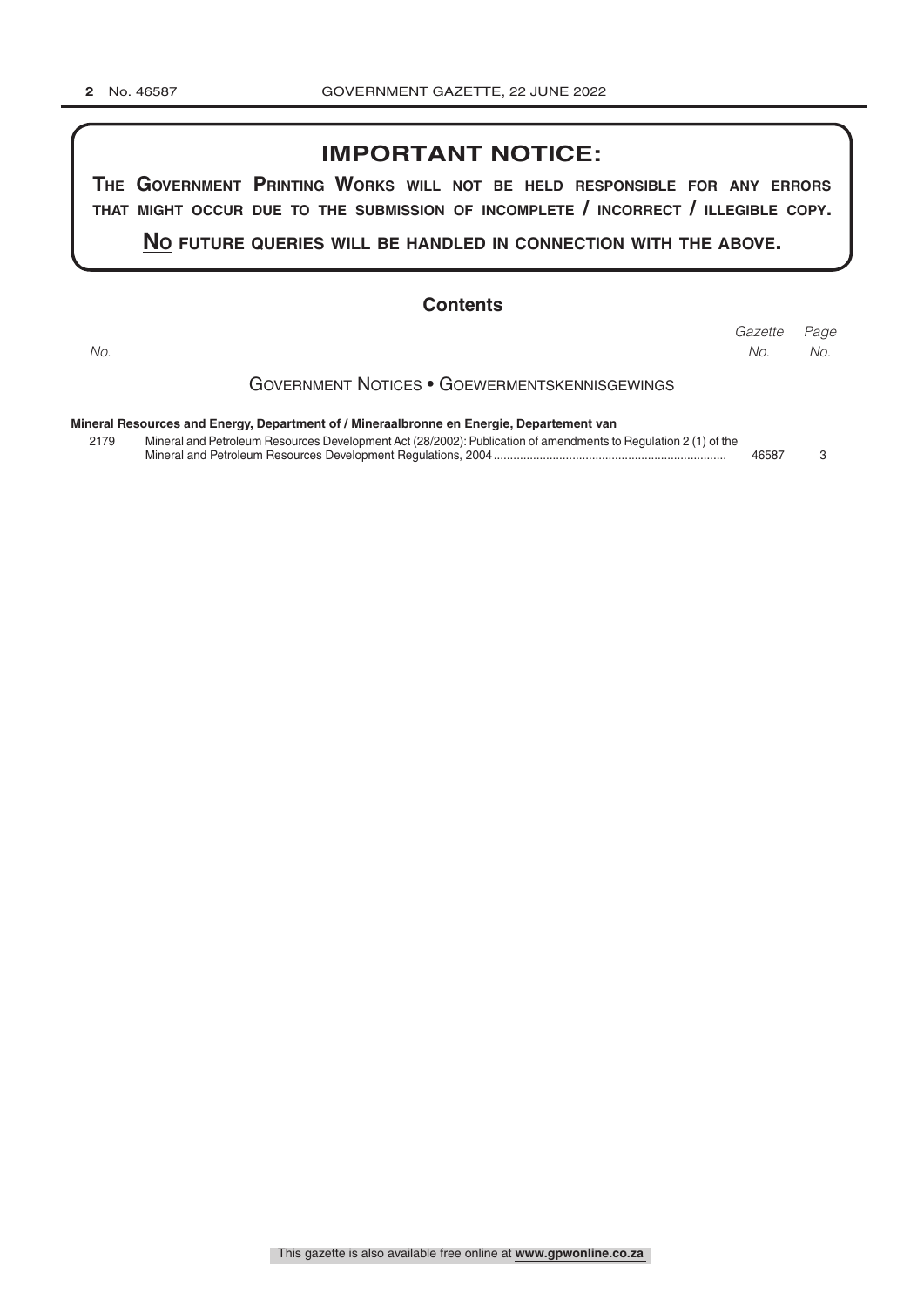## IMPORTANT NOTICE:

**THE GOVERNMENT PRINTING WORKS WILL NOT BE HELD RESPONSIBLE FOR ANY ERRORS THAT MIGHT OCCUR DUE TO THE SUBMISSION OF INCOMPLETE / INCORRECT / ILLEGIBLE COPY.**

**NO FUTURE QUERIES WILL BE HANDLED IN CONNECTION WITH THE ABOVE.**

## Contents

| *No.* | | *Gazette No.* | *Page No.* |
|---|---|---|---|
| | GOVERNMENT NOTICES • GOEWERMENTSKENNISGEWINGS | | |
| | **Mineral Resources and Energy, Department of / Mineraalbronne en Energie, Departement van** | | |
| 2179 | Mineral and Petroleum Resources Development Act (28/2002): Publication of amendments to Regulation 2 (1) of the Mineral and Petroleum Resources Development Regulations, 2004 | 46587 | 3 |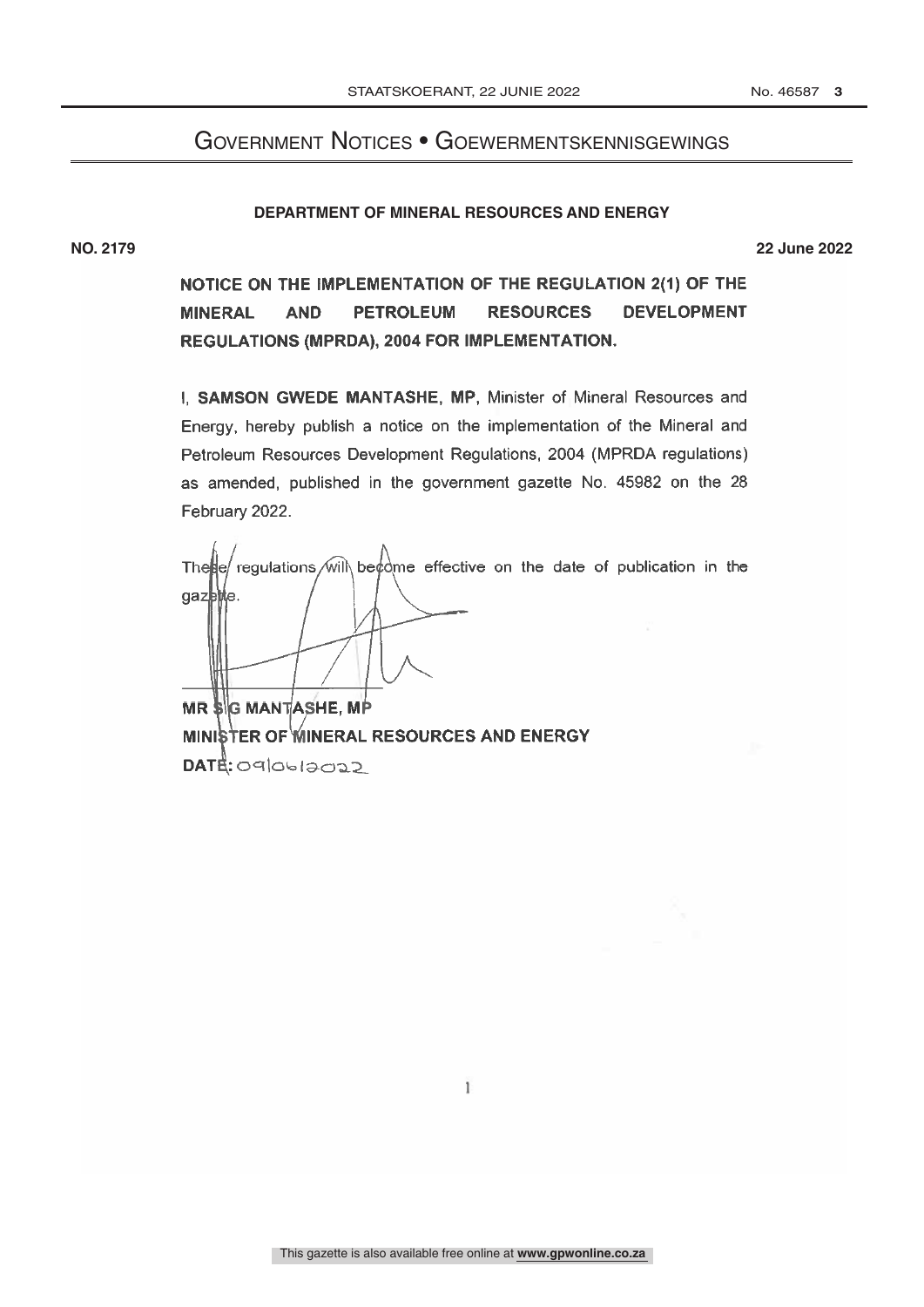# Government Notices • Goewermentskennisgewings

**DEPARTMENT OF MINERAL RESOURCES AND ENERGY**

**NO. 2179** **22 June 2022**

## NOTICE ON THE IMPLEMENTATION OF THE REGULATION 2(1) OF THE MINERAL AND PETROLEUM RESOURCES DEVELOPMENT REGULATIONS (MPRDA), 2004 FOR IMPLEMENTATION.

I, **SAMSON GWEDE MANTASHE, MP,** Minister of Mineral Resources and Energy, hereby publish a notice on the implementation of the Mineral and Petroleum Resources Development Regulations, 2004 (MPRDA regulations) as amended, published in the government gazette No. 45982 on the 28 February 2022.

These regulations will become effective on the date of publication in the gazette.

**MR S G MANTASHE, MP**
**MINISTER OF MINERAL RESOURCES AND ENERGY**
**DATE:** 09/06/2022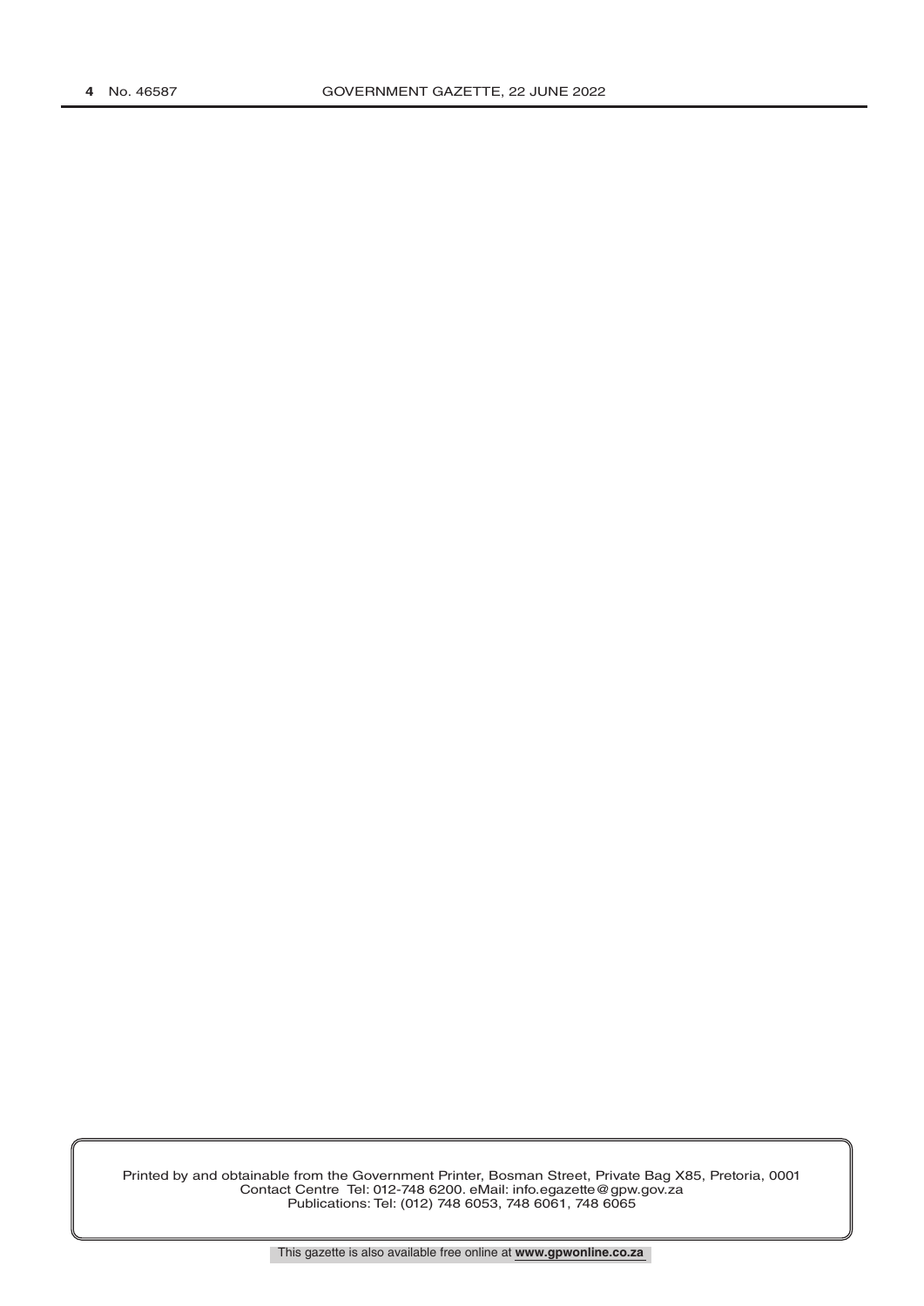Printed by and obtainable from the Government Printer, Bosman Street, Private Bag X85, Pretoria, 0001
Contact Centre Tel: 012-748 6200. eMail: info.egazette@gpw.gov.za
Publications: Tel: (012) 748 6053, 748 6061, 748 6065